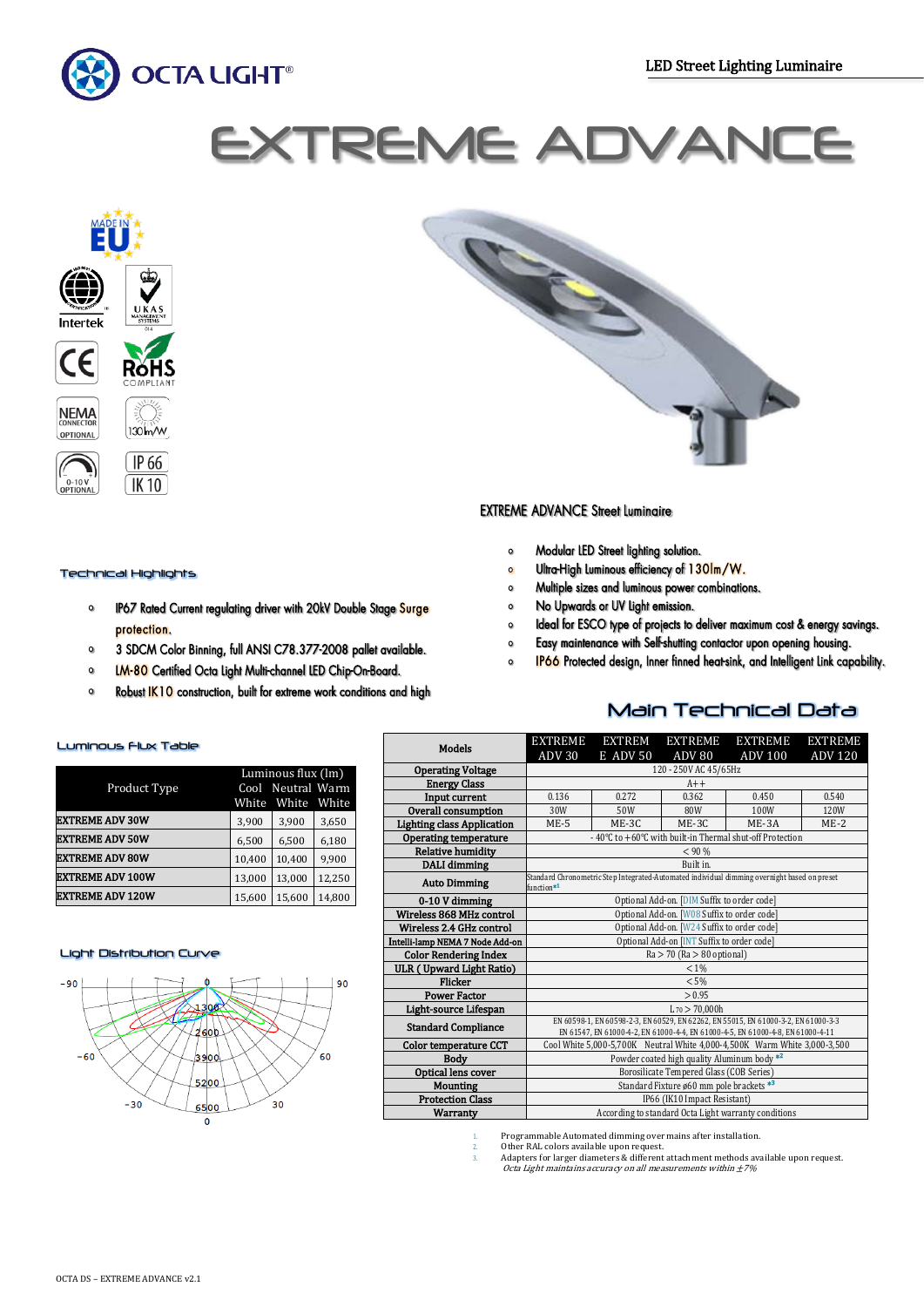OCTA LIGHT®

LED Street Lighting Luminaire

# EXTREME ADVANCE

EXTREME ADVANCE Street Luminaire

- Modular LED Street lighting solution.
- Ultra-High Luminous efficiency of 130lm/W.
- Multiple sizes and luminous power combinations.
- No Upwards or UV light emission.
- Ideal for ESCO type of projects to deliver maximum cost & energy savings.
- Easy maintenance with Self-shutting contactor upon opening housing.
- IP66 Protected design, Inner finned heat-sink, and Intelligent Link capability.

## Technical Highlights

- IP67 Rated Current regulating driver with 20kV Double Stage Surge protection.
- 3 SDCM Color Binning, full ANSI C78.377-2008 pallet available.
- LM-80 Certified Octa Light Multi-channel LED Chip-On-Board.
- Robust IK10 construction, built for extreme work conditions and high

## Luminous Flux Table

| Product Type | Luminous flux (lm) Cool White | Neutral White | Warm White |
|---|---|---|---|
| EXTREME ADV 30W | 3,900 | 3,900 | 3,650 |
| EXTREME ADV 50W | 6,500 | 6,500 | 6,180 |
| EXTREME ADV 80W | 10,400 | 10,400 | 9,900 |
| EXTREME ADV 100W | 13,000 | 13,000 | 12,250 |
| EXTREME ADV 120W | 15,600 | 15,600 | 14,800 |

## Light Distribution Curve

## Main Technical Data

| Models | EXTREME ADV 30 | EXTREM E ADV 50 | EXTREME ADV 80 | EXTREME ADV 100 | EXTREME ADV 120 |
|---|---|---|---|---|---|
| Operating Voltage | 120 - 250V AC 45/65Hz | | | | |
| Energy Class | A++ | | | | |
| Input current | 0.136 | 0.272 | 0.362 | 0.450 | 0.540 |
| Overall consumption | 30W | 50W | 80W | 100W | 120W |
| Lighting class Application | ME-5 | ME-3C | ME-3C | ME-3A | ME-2 |
| Operating temperature | - 40°C to +60°C with built-in Thermal shut-off Protection | | | | |
| Relative humidity | < 90 % | | | | |
| DALI dimming | Built in. | | | | |
| Auto Dimming | Standard Chronometric Step Integrated-Automated individual dimming overnight based on preset function*1 | | | | |
| 0-10 V dimming | Optional Add-on. [DIM Suffix to order code] | | | | |
| Wireless 868 MHz control | Optional Add-on. [W08 Suffix to order code] | | | | |
| Wireless 2.4 GHz control | Optional Add-on. [W24 Suffix to order code] | | | | |
| Intelli-lamp NEMA 7 Node Add-on | Optional Add-on [INT Suffix to order code] | | | | |
| Color Rendering Index | Ra > 70 (Ra > 80 optional) | | | | |
| ULR ( Upward Light Ratio) | < 1% | | | | |
| Flicker | < 5% | | | | |
| Power Factor | > 0.95 | | | | |
| Light-source Lifespan | $L_{70}$ > 70,000h | | | | |
| Standard Compliance | EN 60598-1, EN 60598-2-3, EN 60529, EN 62262, EN 55015, EN 61000-3-2, EN 61000-3-3 EN 61547, EN 61000-4-2, EN 61000-4-4, EN 61000-4-5, EN 61000-4-8, EN 61000-4-11 | | | | |
| Color temperature CCT | Cool White 5,000-5,700K Neutral White 4,000-4,500K Warm White 3,000-3,500 | | | | |
| Body | Powder coated high quality Aluminum body *2 | | | | |
| Optical lens cover | Borosilicate Tempered Glass (COB Series) | | | | |
| Mounting | Standard Fixture ø60 mm pole brackets *3 | | | | |
| Protection Class | IP66 (IK10 Impact Resistant) | | | | |
| Warranty | According to standard Octa Light warranty conditions | | | | |

1. Programmable Automated dimming over mains after installation.
2. Other RAL colors available upon request.
3. Adapters for larger diameters & different attachment methods available upon request.

*Octa Light maintains accuracy on all measurements within ±7%*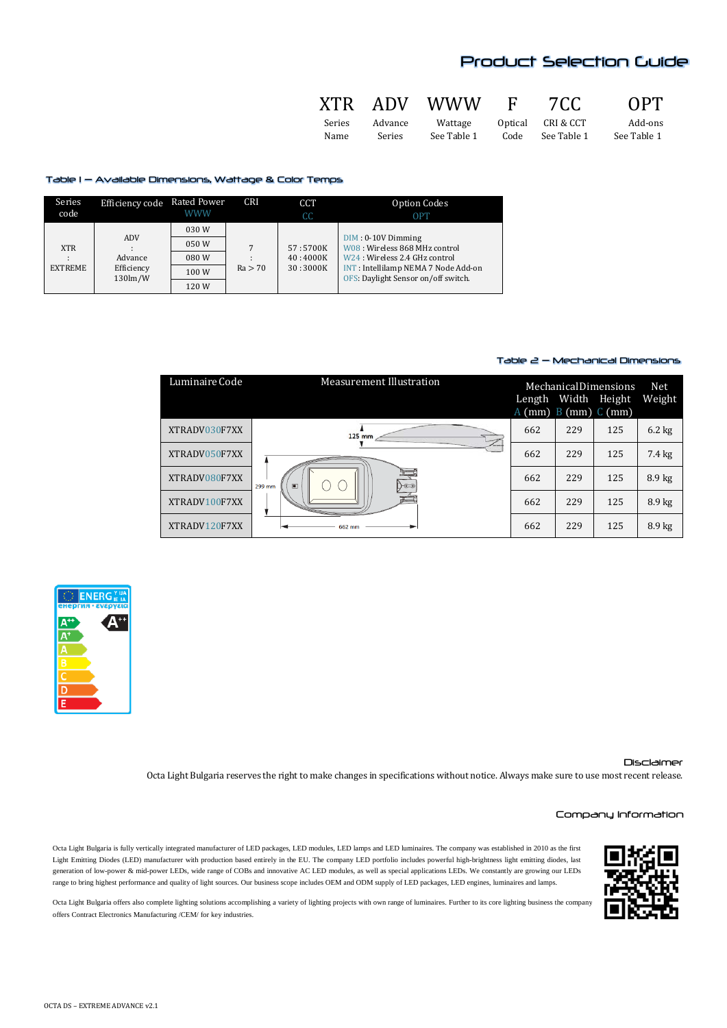## Product Selection Guide

| XTR | ADV | WWW | F | 7CC | OPT |
|---|---|---|---|---|---|
| Series Name | Advance Series | Wattage See Table 1 | Optical Code | CRI & CCT See Table 1 | Add-ons See Table 1 |

### Table I – Available Dimensions, Wattage & Color Temps

| Series code | Efficiency code | Rated Power WWW | CRI | CCT CC | Option Codes OPT |
|---|---|---|---|---|---|
| XTR : EXTREME | ADV : Advance Efficiency 130lm/W | 030 W | 7 : Ra > 70 | 57 : 5700K 40 : 4000K 30 : 3000K | DIM : 0-10V Dimming W08 : Wireless 868 MHz control W24 : Wireless 2.4 GHz control INT : Intellilamp NEMA 7 Node Add-on OFS: Daylight Sensor on/off switch. |
| | | 050 W | | | |
| | | 080 W | | | |
| | | 100 W | | | |
| | | 120 W | | | |

### Table 2 – Mechanical Dimensions

| Luminaire Code | Measurement Illustration | Length A (mm) | Width B (mm) | Height C (mm) | Net Weight |
|---|---|---|---|---|---|
| XTRADV030F7XX | 125 mm / 299 mm / 662 mm | 662 | 229 | 125 | 6.2 kg |
| XTRADV050F7XX | | 662 | 229 | 125 | 7.4 kg |
| XTRADV080F7XX | | 662 | 229 | 125 | 8.9 kg |
| XTRADV100F7XX | | 662 | 229 | 125 | 8.9 kg |
| XTRADV120F7XX | | 662 | 229 | 125 | 8.9 kg |

ENERGY енергия · ενεργεια

A++ A+ A B C D E

A++

### Disclaimer

Octa Light Bulgaria reserves the right to make changes in specifications without notice. Always make sure to use most recent release.

### Company Information

Octa Light Bulgaria is fully vertically integrated manufacturer of LED packages, LED modules, LED lamps and LED luminaires. The company was established in 2010 as the first Light Emitting Diodes (LED) manufacturer with production based entirely in the EU. The company LED portfolio includes powerful high-brightness light emitting diodes, last generation of low-power & mid-power LEDs, wide range of COBs and innovative AC LED modules, as well as special applications LEDs. We constantly are growing our LEDs range to bring highest performance and quality of light sources. Our business scope includes OEM and ODM supply of LED packages, LED engines, luminaires and lamps.

Octa Light Bulgaria offers also complete lighting solutions accomplishing a variety of lighting projects with own range of luminaires. Further to its core lighting business the company offers Contract Electronics Manufacturing /CEM/ for key industries.